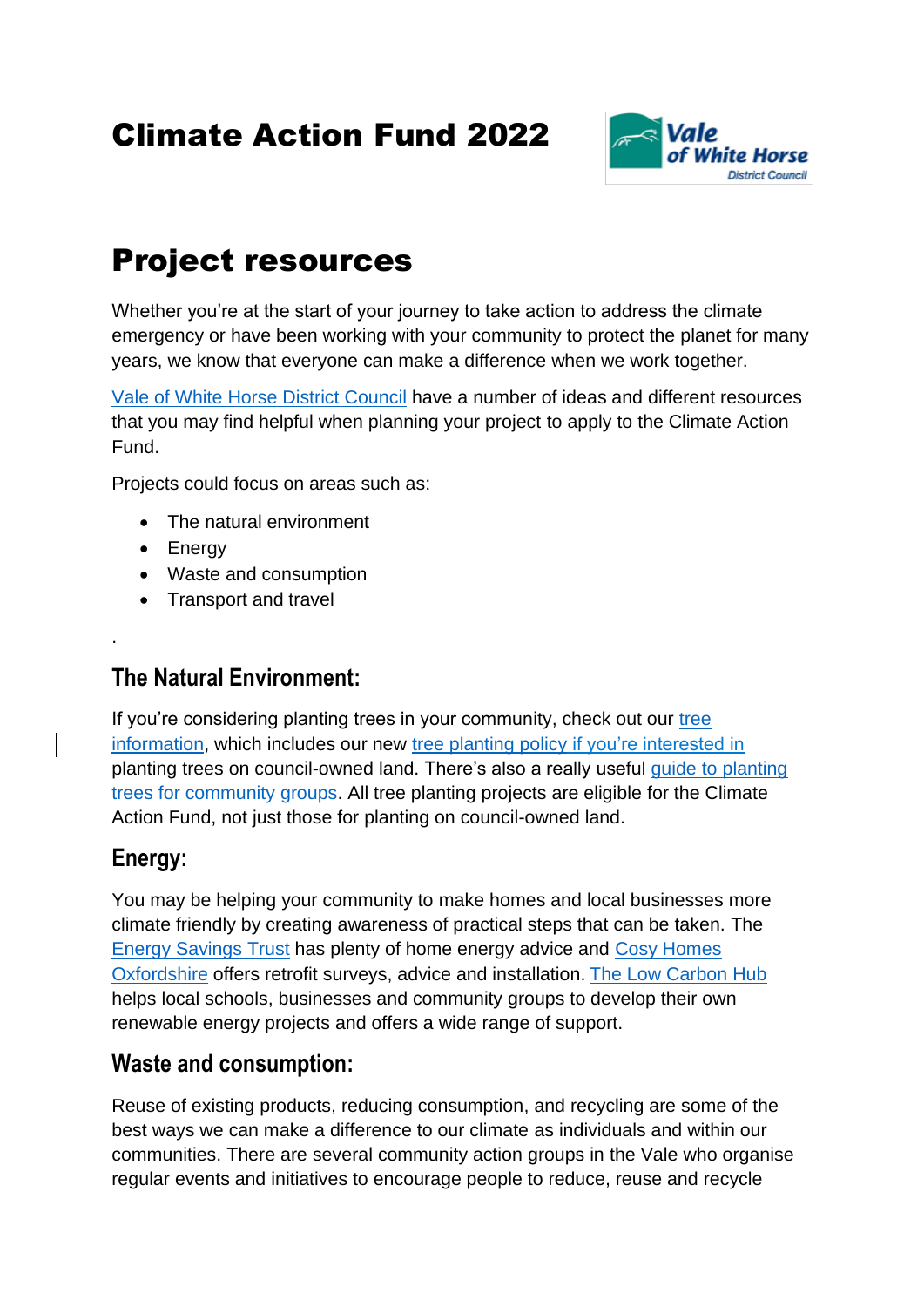# Climate Action Fund 2022

# Project resources

Whether you're at the start of your journey to take action to address the climate emergency or have been working with your community to protect the planet for many years, we know that everyone can make a difference when we work together.

Vale of White Horse District Council have a number of ideas and different resources that you may find helpful when planning your project to apply to the Climate Action Fund.

Projects could focus on areas such as:

- The natural environment
- Energy
- Waste and consumption
- Transport and travel

.

## The Natural Environment:

If you're considering planting trees in your community, check out our tree information, which includes our new tree planting policy if you're interested in planting trees on council-owned land. There's also a really useful guide to planting trees for community groups. All tree planting projects are eligible for the Climate Action Fund, not just those for planting on council-owned land.

## Energy:

You may be helping your community to make homes and local businesses more climate friendly by creating awareness of practical steps that can be taken. The Energy Savings Trust has plenty of home energy advice and Cosy Homes Oxfordshire offers retrofit surveys, advice and installation. The Low Carbon Hub helps local schools, businesses and community groups to develop their own renewable energy projects and offers a wide range of support.

## Waste and consumption:

Reuse of existing products, reducing consumption, and recycling are some of the best ways we can make a difference to our climate as individuals and within our communities. There are several community action groups in the Vale who organise regular events and initiatives to encourage people to reduce, reuse and recycle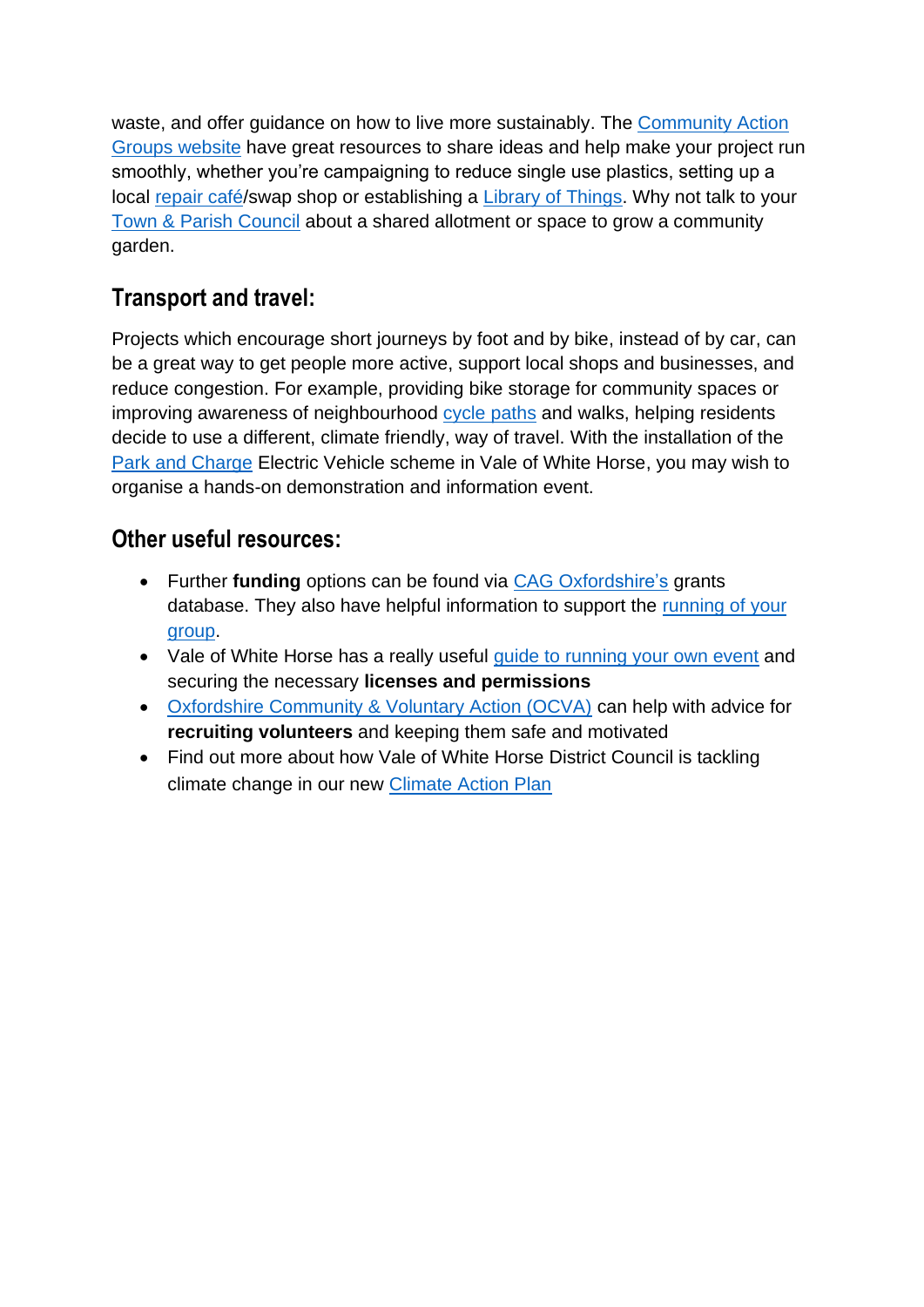waste, and offer guidance on how to live more sustainably. The Community Action Groups website have great resources to share ideas and help make your project run smoothly, whether you're campaigning to reduce single use plastics, setting up a local repair café/swap shop or establishing a Library of Things. Why not talk to your Town & Parish Council about a shared allotment or space to grow a community garden.

## Transport and travel:

Projects which encourage short journeys by foot and by bike, instead of by car, can be a great way to get people more active, support local shops and businesses, and reduce congestion. For example, providing bike storage for community spaces or improving awareness of neighbourhood cycle paths and walks, helping residents decide to use a different, climate friendly, way of travel. With the installation of the Park and Charge Electric Vehicle scheme in Vale of White Horse, you may wish to organise a hands-on demonstration and information event.

## Other useful resources:

- Further **funding** options can be found via CAG Oxfordshire's grants database. They also have helpful information to support the running of your group.
- Vale of White Horse has a really useful guide to running your own event and securing the necessary **licenses and permissions**
- Oxfordshire Community & Voluntary Action (OCVA) can help with advice for **recruiting volunteers** and keeping them safe and motivated
- Find out more about how Vale of White Horse District Council is tackling climate change in our new Climate Action Plan